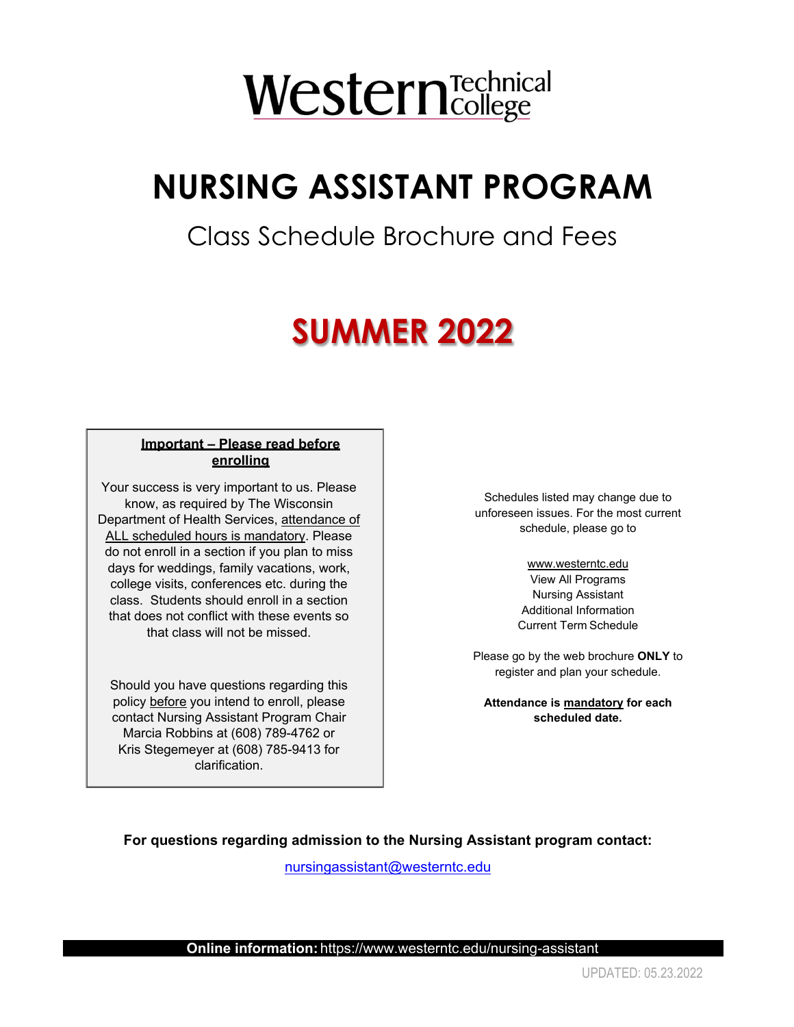Western Technical College

# NURSING ASSISTANT PROGRAM

## Class Schedule Brochure and Fees

# SUMMER 2022

**Important – Please read before enrolling**

Your success is very important to us. Please know, as required by The Wisconsin Department of Health Services, attendance of ALL scheduled hours is mandatory. Please do not enroll in a section if you plan to miss days for weddings, family vacations, work, college visits, conferences etc. during the class. Students should enroll in a section that does not conflict with these events so that class will not be missed.

Should you have questions regarding this policy before you intend to enroll, please contact Nursing Assistant Program Chair Marcia Robbins at (608) 789-4762 or Kris Stegemeyer at (608) 785-9413 for clarification.

Schedules listed may change due to unforeseen issues. For the most current schedule, please go to

www.westerntc.edu
View All Programs
Nursing Assistant
Additional Information
Current Term Schedule

Please go by the web brochure **ONLY** to register and plan your schedule.

**Attendance is mandatory for each scheduled date.**

**For questions regarding admission to the Nursing Assistant program contact:**

nursingassistant@westerntc.edu

**Online information:** https://www.westerntc.edu/nursing-assistant

UPDATED: 05.23.2022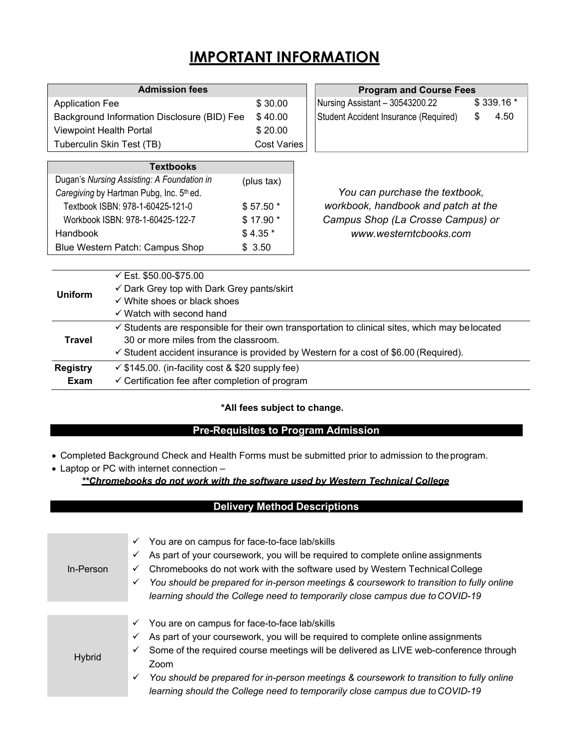# IMPORTANT INFORMATION

| Admission fees | |
|---|---|
| Application Fee | $ 30.00 |
| Background Information Disclosure (BID) Fee | $ 40.00 |
| Viewpoint Health Portal | $ 20.00 |
| Tuberculin Skin Test (TB) | Cost Varies |

| Program and Course Fees | |
|---|---|
| Nursing Assistant – 30543200.22 | $ 339.16 * |
| Student Accident Insurance (Required) | $ 4.50 |

| Textbooks | |
|---|---|
| Dugan's *Nursing Assisting: A Foundation in Caregiving* by Hartman Pubg, Inc. 5th ed. | (plus tax) |
| Textbook ISBN: 978-1-60425-121-0 | $ 57.50 * |
| Workbook ISBN: 978-1-60425-122-7 | $ 17.90 * |
| Handbook | $ 4.35 * |
| Blue Western Patch: Campus Shop | $ 3.50 |

*You can purchase the textbook, workbook, handbook and patch at the Campus Shop (La Crosse Campus) or www.westerntcbooks.com*

| | |
|---|---|
| **Uniform** | ✓ Est. $50.00-$75.00<br>✓ Dark Grey top with Dark Grey pants/skirt<br>✓ White shoes or black shoes<br>✓ Watch with second hand |
| **Travel** | ✓ Students are responsible for their own transportation to clinical sites, which may be located 30 or more miles from the classroom.<br>✓ Student accident insurance is provided by Western for a cost of $6.00 (Required). |
| **Registry Exam** | ✓ $145.00. (in-facility cost & $20 supply fee)<br>✓ Certification fee after completion of program |

**\*All fees subject to change.**

## Pre-Requisites to Program Admission

- Completed Background Check and Health Forms must be submitted prior to admission to the program.
- Laptop or PC with internet connection –
  ***\*\*Chromebooks do not work with the software used by Western Technical College***

## Delivery Method Descriptions

| | |
|---|---|
| In-Person | ✓ You are on campus for face-to-face lab/skills<br>✓ As part of your coursework, you will be required to complete online assignments<br>✓ Chromebooks do not work with the software used by Western Technical College<br>✓ *You should be prepared for in-person meetings & coursework to transition to fully online learning should the College need to temporarily close campus due to COVID-19* |
| Hybrid | ✓ You are on campus for face-to-face lab/skills<br>✓ As part of your coursework, you will be required to complete online assignments<br>✓ Some of the required course meetings will be delivered as LIVE web-conference through Zoom<br>✓ *You should be prepared for in-person meetings & coursework to transition to fully online learning should the College need to temporarily close campus due to COVID-19* |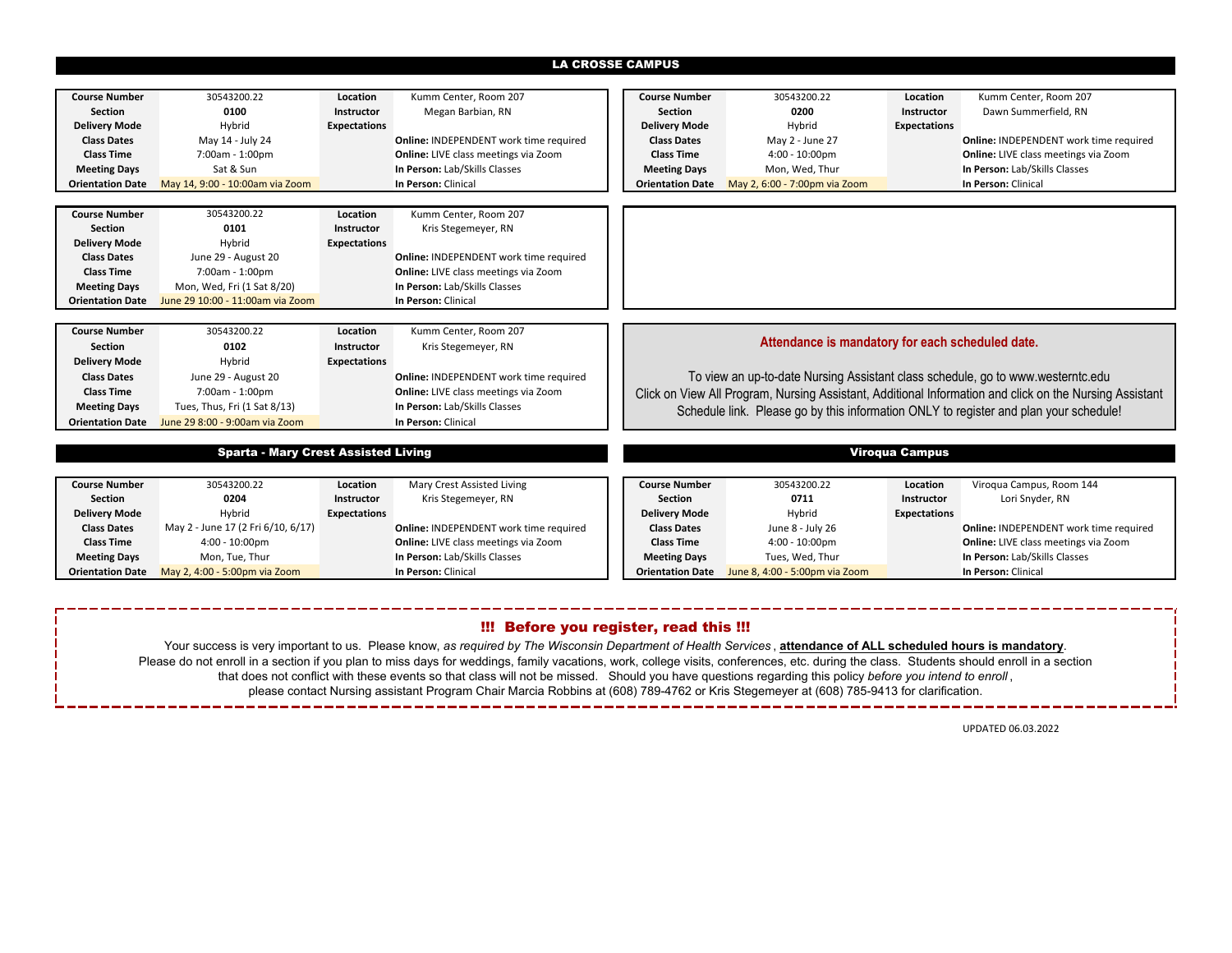## LA CROSSE CAMPUS

| | | | |
|---|---|---|---|
| **Course Number** | 30543200.22 | **Location** | Kumm Center, Room 207 |
| **Section** | **0100** | **Instructor** | Megan Barbian, RN |
| **Delivery Mode** | Hybrid | **Expectations** | |
| **Class Dates** | May 14 - July 24 | | **Online:** INDEPENDENT work time required |
| **Class Time** | 7:00am - 1:00pm | | **Online:** LIVE class meetings via Zoom |
| **Meeting Days** | Sat & Sun | | **In Person:** Lab/Skills Classes |
| **Orientation Date** | May 14, 9:00 - 10:00am via Zoom | | **In Person:** Clinical |

| | | | |
|---|---|---|---|
| **Course Number** | 30543200.22 | **Location** | Kumm Center, Room 207 |
| **Section** | **0200** | **Instructor** | Dawn Summerfield, RN |
| **Delivery Mode** | Hybrid | **Expectations** | |
| **Class Dates** | May 2 - June 27 | | **Online:** INDEPENDENT work time required |
| **Class Time** | 4:00 - 10:00pm | | **Online:** LIVE class meetings via Zoom |
| **Meeting Days** | Mon, Wed, Thur | | **In Person:** Lab/Skills Classes |
| **Orientation Date** | May 2, 6:00 - 7:00pm via Zoom | | **In Person:** Clinical |

| | | | |
|---|---|---|---|
| **Course Number** | 30543200.22 | **Location** | Kumm Center, Room 207 |
| **Section** | **0101** | **Instructor** | Kris Stegemeyer, RN |
| **Delivery Mode** | Hybrid | **Expectations** | |
| **Class Dates** | June 29 - August 20 | | **Online:** INDEPENDENT work time required |
| **Class Time** | 7:00am - 1:00pm | | **Online:** LIVE class meetings via Zoom |
| **Meeting Days** | Mon, Wed, Fri (1 Sat 8/20) | | **In Person:** Lab/Skills Classes |
| **Orientation Date** | June 29 10:00 - 11:00am via Zoom | | **In Person:** Clinical |

| | | | |
|---|---|---|---|
| **Course Number** | 30543200.22 | **Location** | Kumm Center, Room 207 |
| **Section** | **0102** | **Instructor** | Kris Stegemeyer, RN |
| **Delivery Mode** | Hybrid | **Expectations** | |
| **Class Dates** | June 29 - August 20 | | **Online:** INDEPENDENT work time required |
| **Class Time** | 7:00am - 1:00pm | | **Online:** LIVE class meetings via Zoom |
| **Meeting Days** | Tues, Thus, Fri (1 Sat 8/13) | | **In Person:** Lab/Skills Classes |
| **Orientation Date** | June 29 8:00 - 9:00am via Zoom | | **In Person:** Clinical |

**Attendance is mandatory for each scheduled date.**

To view an up-to-date Nursing Assistant class schedule, go to www.westerntc.edu Click on View All Program, Nursing Assistant, Additional Information and click on the Nursing Assistant Schedule link. Please go by this information ONLY to register and plan your schedule!

## Sparta - Mary Crest Assisted Living

| | | | |
|---|---|---|---|
| **Course Number** | 30543200.22 | **Location** | Mary Crest Assisted Living |
| **Section** | **0204** | **Instructor** | Kris Stegemeyer, RN |
| **Delivery Mode** | Hybrid | **Expectations** | |
| **Class Dates** | May 2 - June 17 (2 Fri 6/10, 6/17) | | **Online:** INDEPENDENT work time required |
| **Class Time** | 4:00 - 10:00pm | | **Online:** LIVE class meetings via Zoom |
| **Meeting Days** | Mon, Tue, Thur | | **In Person:** Lab/Skills Classes |
| **Orientation Date** | May 2, 4:00 - 5:00pm via Zoom | | **In Person:** Clinical |

## Viroqua Campus

| | | | |
|---|---|---|---|
| **Course Number** | 30543200.22 | **Location** | Viroqua Campus, Room 144 |
| **Section** | **0711** | **Instructor** | Lori Snyder, RN |
| **Delivery Mode** | Hybrid | **Expectations** | |
| **Class Dates** | June 8 - July 26 | | **Online:** INDEPENDENT work time required |
| **Class Time** | 4:00 - 10:00pm | | **Online:** LIVE class meetings via Zoom |
| **Meeting Days** | Tues, Wed, Thur | | **In Person:** Lab/Skills Classes |
| **Orientation Date** | June 8, 4:00 - 5:00pm via Zoom | | **In Person:** Clinical |

### !!! Before you register, read this !!!

Your success is very important to us. Please know, *as required by The Wisconsin Department of Health Services*, **attendance of ALL scheduled hours is mandatory**. Please do not enroll in a section if you plan to miss days for weddings, family vacations, work, college visits, conferences, etc. during the class. Students should enroll in a section that does not conflict with these events so that class will not be missed. Should you have questions regarding this policy *before you intend to enroll*, please contact Nursing assistant Program Chair Marcia Robbins at (608) 789-4762 or Kris Stegemeyer at (608) 785-9413 for clarification.

UPDATED 06.03.2022